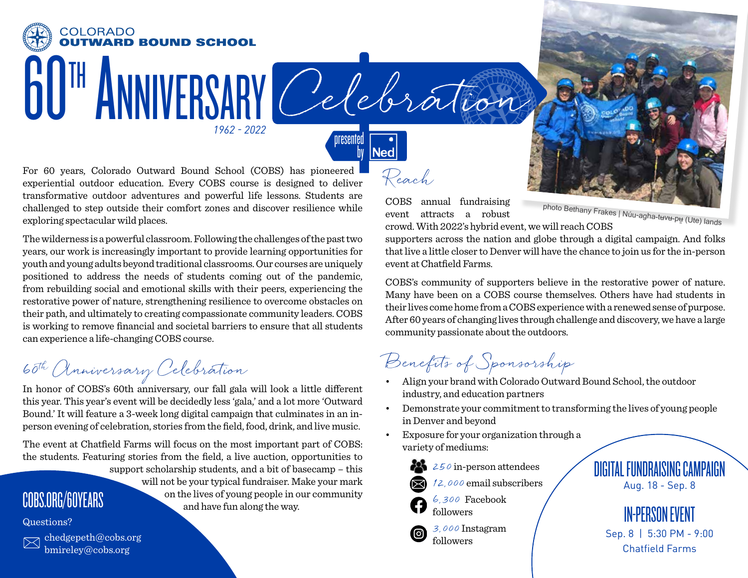COLORADO OUTWARD BOUND SCHOOL

# 60TH ANNIVERSARY Celebration

*1962 - 2022*

presented by Ned

For 60 years, Colorado Outward Bound School (COBS) has pioneered experiential outdoor education. Every COBS course is designed to deliver transformative outdoor adventures and powerful life lessons. Students are challenged to step outside their comfort zones and discover resilience while exploring spectacular wild places.

The wilderness is a powerful classroom. Following the challenges of the past two years, our work is increasingly important to provide learning opportunities for youth and young adults beyond traditional classrooms. Our courses are uniquely positioned to address the needs of students coming out of the pandemic, from rebuilding social and emotional skills with their peers, experiencing the restorative power of nature, strengthening resilience to overcome obstacles on their path, and ultimately to creating compassionate community leaders. COBS is working to remove financial and societal barriers to ensure that all students can experience a life-changing COBS course.

## 60th Anniversary Celebration

In honor of COBS's 60th anniversary, our fall gala will look a little different this year. This year's event will be decidedly less 'gala,' and a lot more 'Outward Bound.' It will feature a 3-week long digital campaign that culminates in an in-person evening of celebration, stories from the field, food, drink, and live music.

The event at Chatfield Farms will focus on the most important part of COBS: the students. Featuring stories from the field, a live auction, opportunities to support scholarship students, and a bit of basecamp – this will not be your typical fundraiser. Make your mark on the lives of young people in our community and have fun along the way.

**COBS.ORG/60YEARS**

Questions?

chedgepeth@cobs.org
bmireley@cobs.org

## Reach

photo Bethany Frakes | Núu-agha-tʉvʉ-pʉ̱ (Ute) lands

COBS annual fundraising event attracts a robust crowd. With 2022's hybrid event, we will reach COBS supporters across the nation and globe through a digital campaign. And folks that live a little closer to Denver will have the chance to join us for the in-person event at Chatfield Farms.

COBS's community of supporters believe in the restorative power of nature. Many have been on a COBS course themselves. Others have had students in their lives come home from a COBS experience with a renewed sense of purpose. After 60 years of changing lives through challenge and discovery, we have a large community passionate about the outdoors.

## Benefits of Sponsorship

- Align your brand with Colorado Outward Bound School, the outdoor industry, and education partners
- Demonstrate your commitment to transforming the lives of young people in Denver and beyond
- Exposure for your organization through a variety of mediums:
  - 250 in-person attendees
  - 12,000 email subscribers
  - 6,300 Facebook followers
  - 3,000 Instagram followers

**DIGITAL FUNDRAISING CAMPAIGN**
Aug. 18 - Sep. 8

**IN-PERSON EVENT**
Sep. 8 | 5:30 PM - 9:00
Chatfield Farms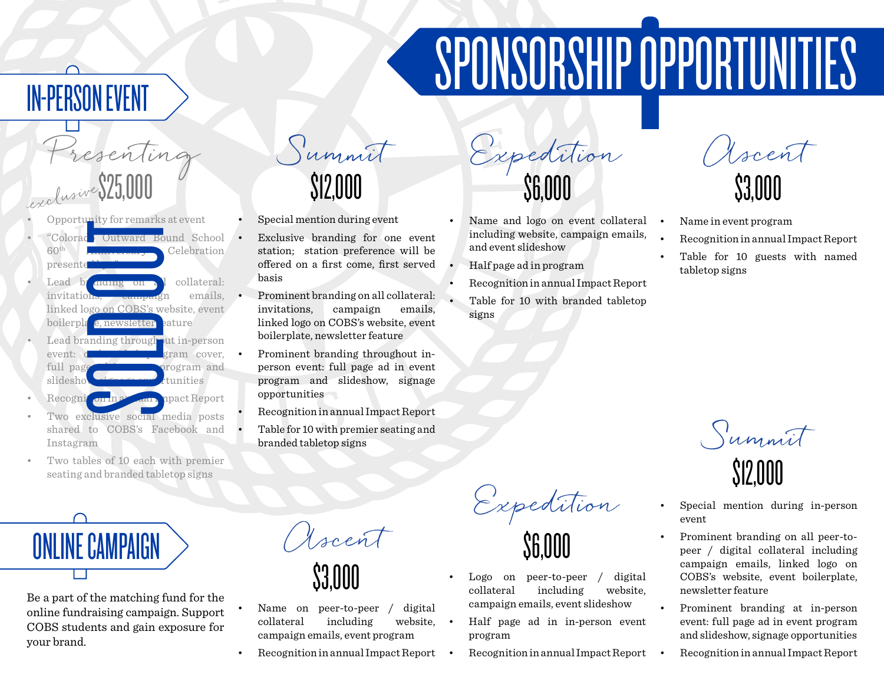# SPONSORSHIP OPPORTUNITIES

## IN-PERSON EVENT

### Presenting

*exclusive* $25,000

SOLD OUT

- Opportunity for remarks at event
- "Colorado Outward Bound School 60th Anniversary Celebration presented by..."
- Lead branding on all collateral: invitations, campaign emails, linked logo on COBS's website, event boilerplate, newsletter feature
- Lead branding throughout in-person event: cover, full page ad in program and slideshow, signage opportunities
- Recognition in annual Impact Report
- Two exclusive social media posts shared to COBS's Facebook and Instagram
- Two tables of 10 each with premier seating and branded tabletop signs

### Summit

$12,000

- Special mention during event
- Exclusive branding for one event station; station preference will be offered on a first come, first served basis
- Prominent branding on all collateral: invitations, campaign emails, linked logo on COBS's website, event boilerplate, newsletter feature
- Prominent branding throughout in-person event: full page ad in event program and slideshow, signage opportunities
- Recognition in annual Impact Report
- Table for 10 with premier seating and branded tabletop signs

### Expedition

$6,000

- Name and logo on event collateral including website, campaign emails, and event slideshow
- Half page ad in program
- Recognition in annual Impact Report
- Table for 10 with branded tabletop signs

### Ascent

$3,000

- Name in event program
- Recognition in annual Impact Report
- Table for 10 guests with named tabletop signs

## ONLINE CAMPAIGN

Be a part of the matching fund for the online fundraising campaign. Support COBS students and gain exposure for your brand.

### Ascent

$3,000

- Name on peer-to-peer / digital collateral including website, campaign emails, event program
- Recognition in annual Impact Report

### Expedition

$6,000

- Logo on peer-to-peer / digital collateral including website, campaign emails, event slideshow
- Half page ad in in-person event program
- Recognition in annual Impact Report

### Summit

$12,000

- Special mention during in-person event
- Prominent branding on all peer-to-peer / digital collateral including campaign emails, linked logo on COBS's website, event boilerplate, newsletter feature
- Prominent branding at in-person event: full page ad in event program and slideshow, signage opportunities
- Recognition in annual Impact Report